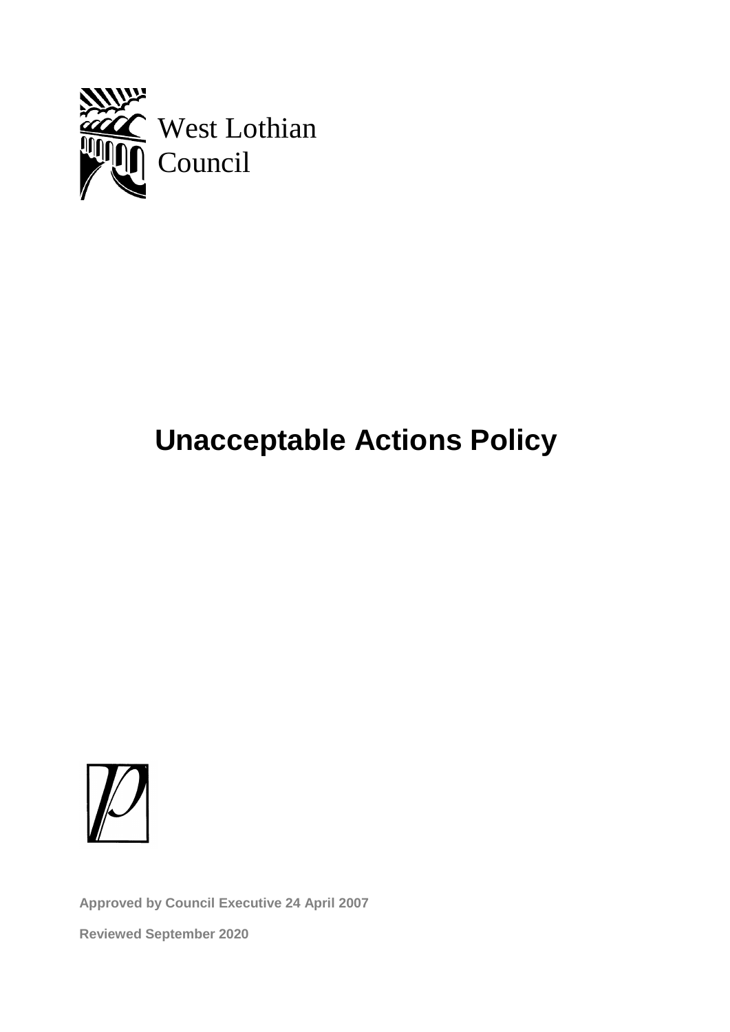West Lothian Council

# Unacceptable Actions Policy

**Approved by Council Executive 24 April 2007**

**Reviewed September 2020**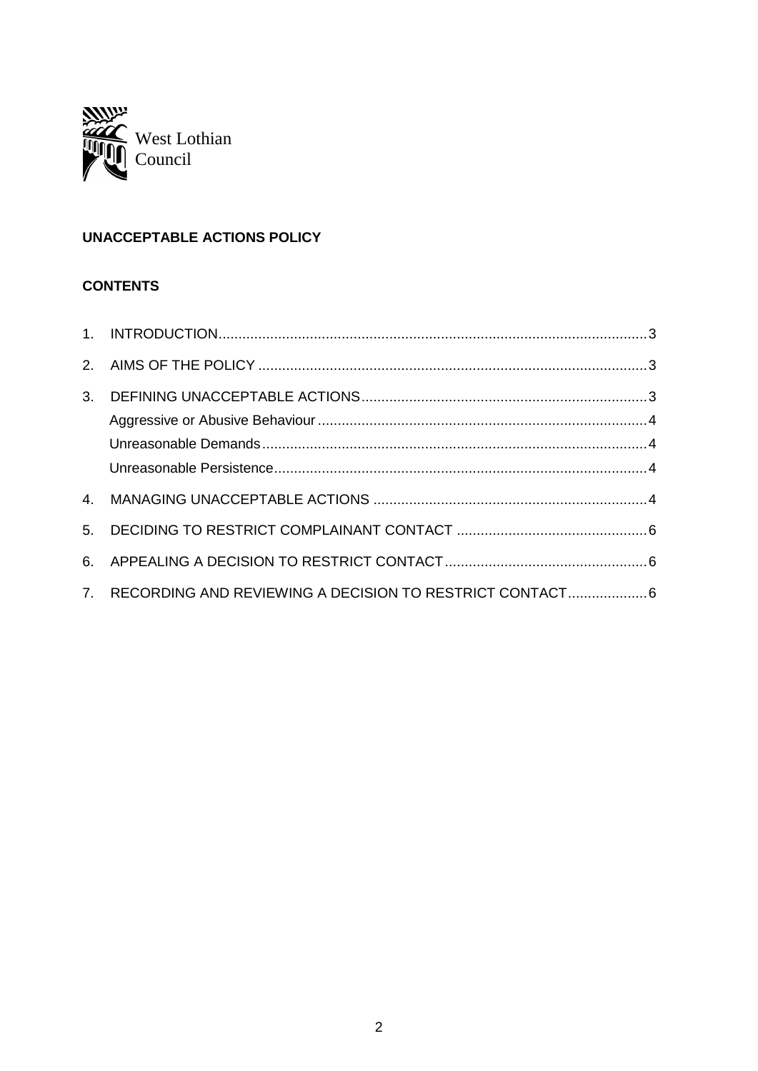West Lothian Council

**UNACCEPTABLE ACTIONS POLICY**

**CONTENTS**

1. INTRODUCTION ........ 3
2. AIMS OF THE POLICY ........ 3
3. DEFINING UNACCEPTABLE ACTIONS ........ 3
   - Aggressive or Abusive Behaviour ........ 4
   - Unreasonable Demands ........ 4
   - Unreasonable Persistence ........ 4
4. MANAGING UNACCEPTABLE ACTIONS ........ 4
5. DECIDING TO RESTRICT COMPLAINANT CONTACT ........ 6
6. APPEALING A DECISION TO RESTRICT CONTACT ........ 6
7. RECORDING AND REVIEWING A DECISION TO RESTRICT CONTACT ........ 6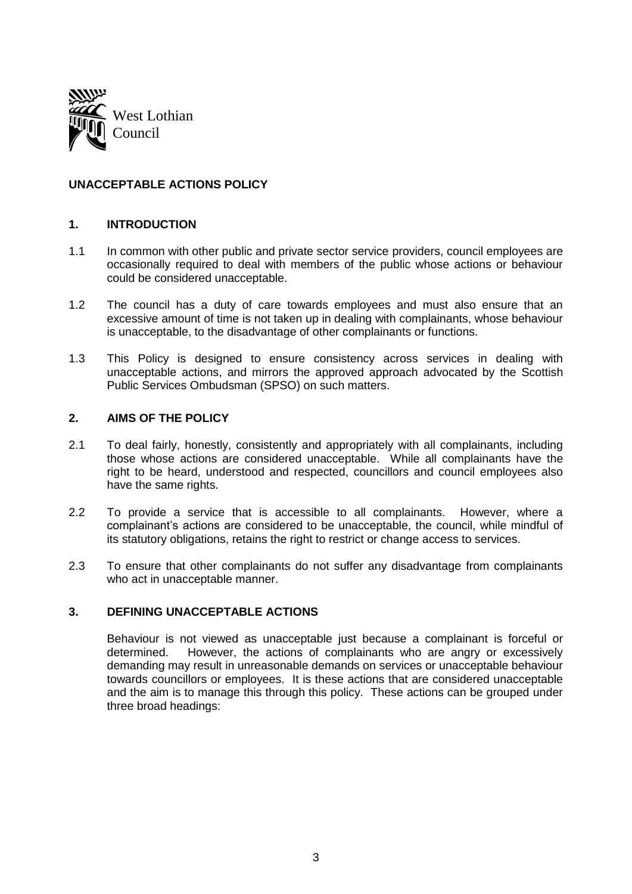West Lothian Council

## UNACCEPTABLE ACTIONS POLICY

### 1. INTRODUCTION

1.1 In common with other public and private sector service providers, council employees are occasionally required to deal with members of the public whose actions or behaviour could be considered unacceptable.

1.2 The council has a duty of care towards employees and must also ensure that an excessive amount of time is not taken up in dealing with complainants, whose behaviour is unacceptable, to the disadvantage of other complainants or functions.

1.3 This Policy is designed to ensure consistency across services in dealing with unacceptable actions, and mirrors the approved approach advocated by the Scottish Public Services Ombudsman (SPSO) on such matters.

### 2. AIMS OF THE POLICY

2.1 To deal fairly, honestly, consistently and appropriately with all complainants, including those whose actions are considered unacceptable. While all complainants have the right to be heard, understood and respected, councillors and council employees also have the same rights.

2.2 To provide a service that is accessible to all complainants. However, where a complainant's actions are considered to be unacceptable, the council, while mindful of its statutory obligations, retains the right to restrict or change access to services.

2.3 To ensure that other complainants do not suffer any disadvantage from complainants who act in unacceptable manner.

### 3. DEFINING UNACCEPTABLE ACTIONS

Behaviour is not viewed as unacceptable just because a complainant is forceful or determined. However, the actions of complainants who are angry or excessively demanding may result in unreasonable demands on services or unacceptable behaviour towards councillors or employees. It is these actions that are considered unacceptable and the aim is to manage this through this policy. These actions can be grouped under three broad headings: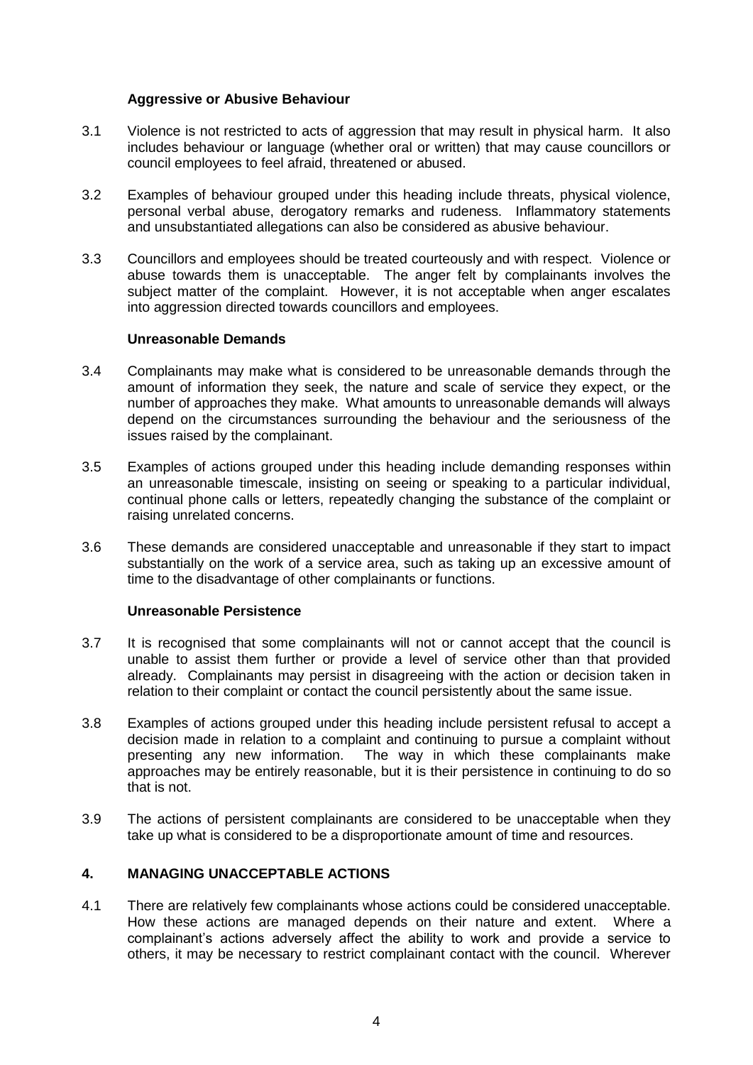### Aggressive or Abusive Behaviour

3.1 Violence is not restricted to acts of aggression that may result in physical harm. It also includes behaviour or language (whether oral or written) that may cause councillors or council employees to feel afraid, threatened or abused.

3.2 Examples of behaviour grouped under this heading include threats, physical violence, personal verbal abuse, derogatory remarks and rudeness. Inflammatory statements and unsubstantiated allegations can also be considered as abusive behaviour.

3.3 Councillors and employees should be treated courteously and with respect. Violence or abuse towards them is unacceptable. The anger felt by complainants involves the subject matter of the complaint. However, it is not acceptable when anger escalates into aggression directed towards councillors and employees.

### Unreasonable Demands

3.4 Complainants may make what is considered to be unreasonable demands through the amount of information they seek, the nature and scale of service they expect, or the number of approaches they make. What amounts to unreasonable demands will always depend on the circumstances surrounding the behaviour and the seriousness of the issues raised by the complainant.

3.5 Examples of actions grouped under this heading include demanding responses within an unreasonable timescale, insisting on seeing or speaking to a particular individual, continual phone calls or letters, repeatedly changing the substance of the complaint or raising unrelated concerns.

3.6 These demands are considered unacceptable and unreasonable if they start to impact substantially on the work of a service area, such as taking up an excessive amount of time to the disadvantage of other complainants or functions.

### Unreasonable Persistence

3.7 It is recognised that some complainants will not or cannot accept that the council is unable to assist them further or provide a level of service other than that provided already. Complainants may persist in disagreeing with the action or decision taken in relation to their complaint or contact the council persistently about the same issue.

3.8 Examples of actions grouped under this heading include persistent refusal to accept a decision made in relation to a complaint and continuing to pursue a complaint without presenting any new information. The way in which these complainants make approaches may be entirely reasonable, but it is their persistence in continuing to do so that is not.

3.9 The actions of persistent complainants are considered to be unacceptable when they take up what is considered to be a disproportionate amount of time and resources.

## 4. MANAGING UNACCEPTABLE ACTIONS

4.1 There are relatively few complainants whose actions could be considered unacceptable. How these actions are managed depends on their nature and extent. Where a complainant's actions adversely affect the ability to work and provide a service to others, it may be necessary to restrict complainant contact with the council. Wherever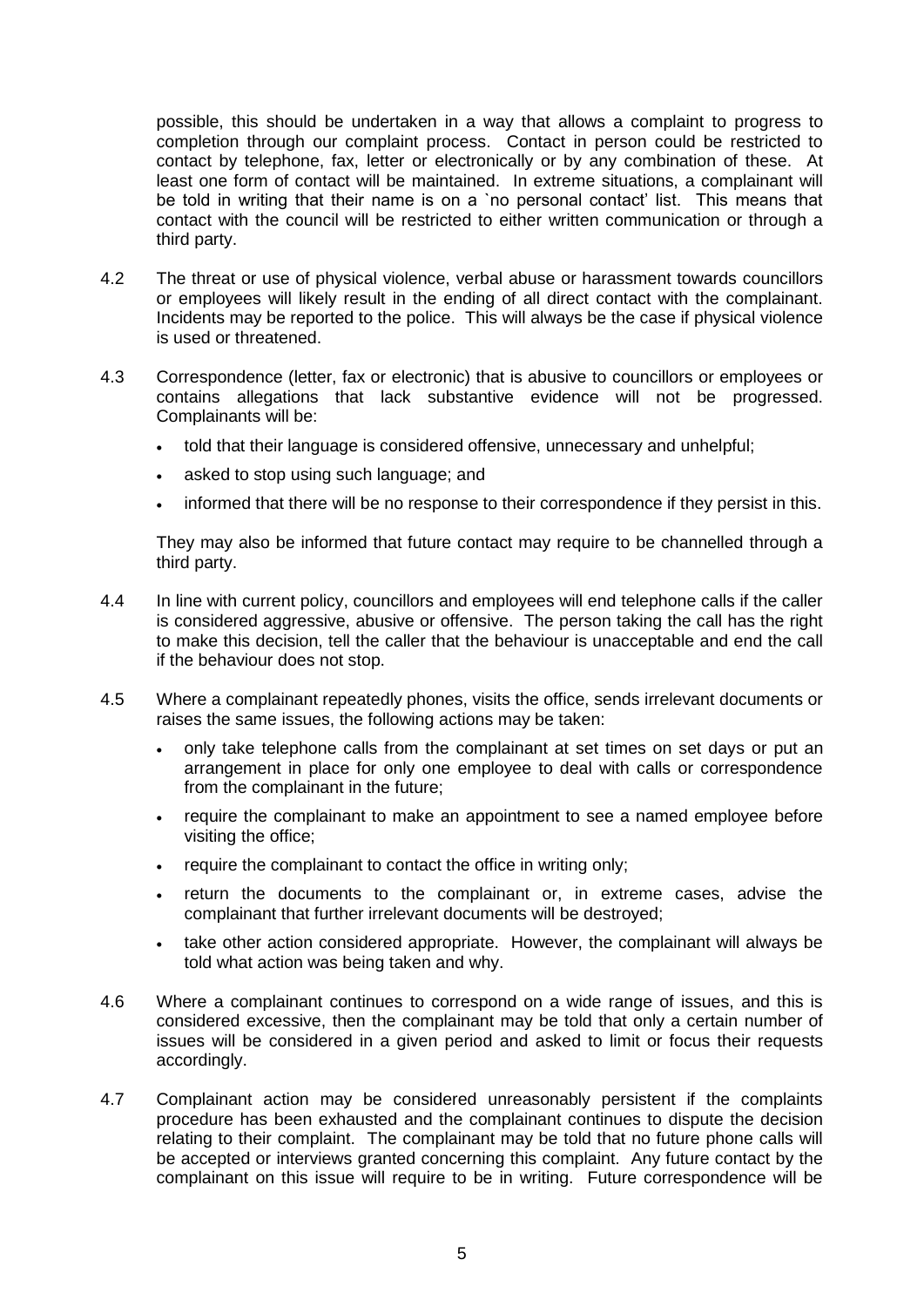possible, this should be undertaken in a way that allows a complaint to progress to completion through our complaint process. Contact in person could be restricted to contact by telephone, fax, letter or electronically or by any combination of these. At least one form of contact will be maintained. In extreme situations, a complainant will be told in writing that their name is on a `no personal contact' list. This means that contact with the council will be restricted to either written communication or through a third party.

4.2 The threat or use of physical violence, verbal abuse or harassment towards councillors or employees will likely result in the ending of all direct contact with the complainant. Incidents may be reported to the police. This will always be the case if physical violence is used or threatened.

4.3 Correspondence (letter, fax or electronic) that is abusive to councillors or employees or contains allegations that lack substantive evidence will not be progressed. Complainants will be:

- told that their language is considered offensive, unnecessary and unhelpful;
- asked to stop using such language; and
- informed that there will be no response to their correspondence if they persist in this.

They may also be informed that future contact may require to be channelled through a third party.

4.4 In line with current policy, councillors and employees will end telephone calls if the caller is considered aggressive, abusive or offensive. The person taking the call has the right to make this decision, tell the caller that the behaviour is unacceptable and end the call if the behaviour does not stop.

4.5 Where a complainant repeatedly phones, visits the office, sends irrelevant documents or raises the same issues, the following actions may be taken:

- only take telephone calls from the complainant at set times on set days or put an arrangement in place for only one employee to deal with calls or correspondence from the complainant in the future;
- require the complainant to make an appointment to see a named employee before visiting the office;
- require the complainant to contact the office in writing only;
- return the documents to the complainant or, in extreme cases, advise the complainant that further irrelevant documents will be destroyed;
- take other action considered appropriate. However, the complainant will always be told what action was being taken and why.

4.6 Where a complainant continues to correspond on a wide range of issues, and this is considered excessive, then the complainant may be told that only a certain number of issues will be considered in a given period and asked to limit or focus their requests accordingly.

4.7 Complainant action may be considered unreasonably persistent if the complaints procedure has been exhausted and the complainant continues to dispute the decision relating to their complaint. The complainant may be told that no future phone calls will be accepted or interviews granted concerning this complaint. Any future contact by the complainant on this issue will require to be in writing. Future correspondence will be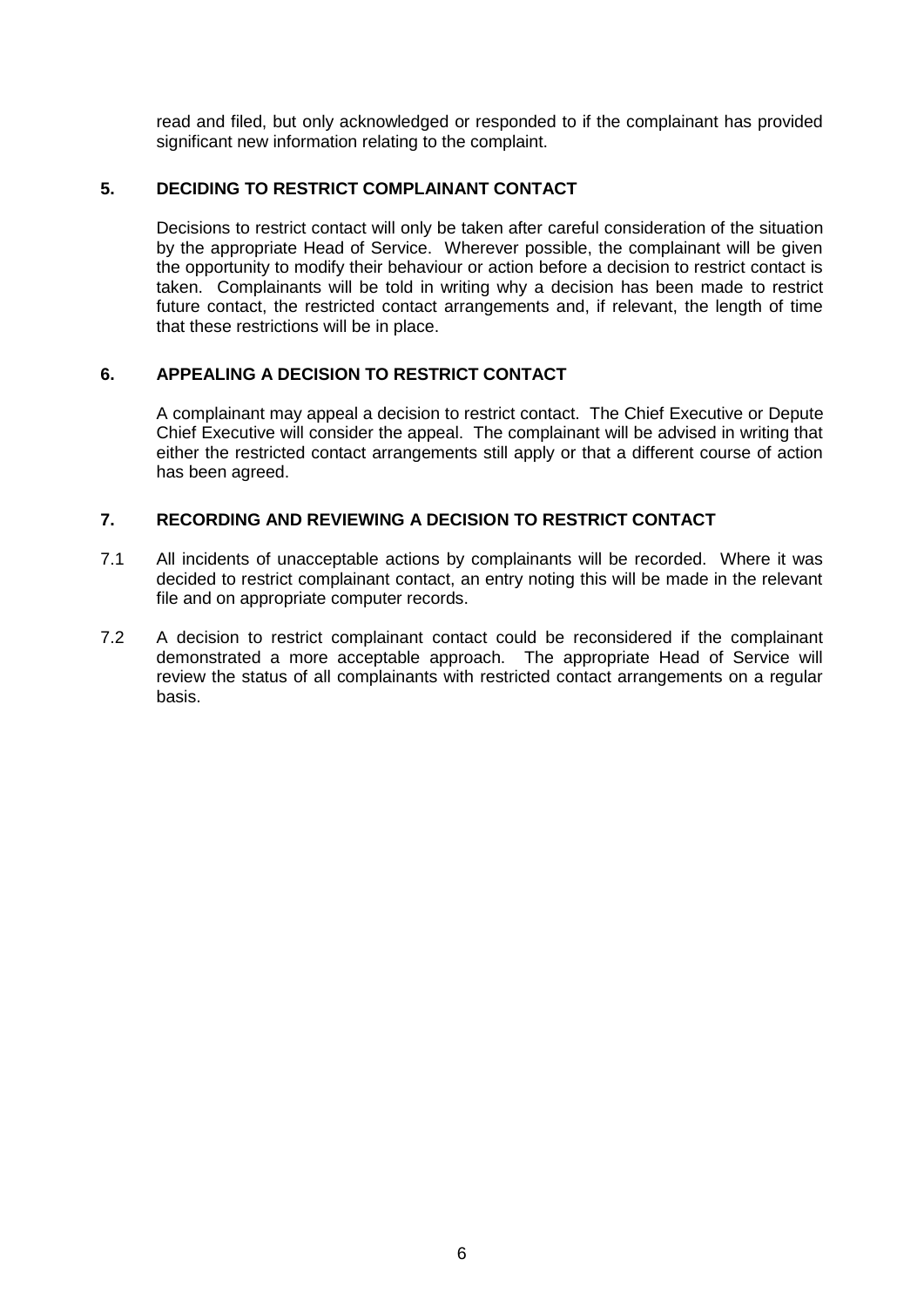read and filed, but only acknowledged or responded to if the complainant has provided significant new information relating to the complaint.

## 5. DECIDING TO RESTRICT COMPLAINANT CONTACT

Decisions to restrict contact will only be taken after careful consideration of the situation by the appropriate Head of Service. Wherever possible, the complainant will be given the opportunity to modify their behaviour or action before a decision to restrict contact is taken. Complainants will be told in writing why a decision has been made to restrict future contact, the restricted contact arrangements and, if relevant, the length of time that these restrictions will be in place.

## 6. APPEALING A DECISION TO RESTRICT CONTACT

A complainant may appeal a decision to restrict contact. The Chief Executive or Depute Chief Executive will consider the appeal. The complainant will be advised in writing that either the restricted contact arrangements still apply or that a different course of action has been agreed.

## 7. RECORDING AND REVIEWING A DECISION TO RESTRICT CONTACT

7.1 All incidents of unacceptable actions by complainants will be recorded. Where it was decided to restrict complainant contact, an entry noting this will be made in the relevant file and on appropriate computer records.

7.2 A decision to restrict complainant contact could be reconsidered if the complainant demonstrated a more acceptable approach. The appropriate Head of Service will review the status of all complainants with restricted contact arrangements on a regular basis.